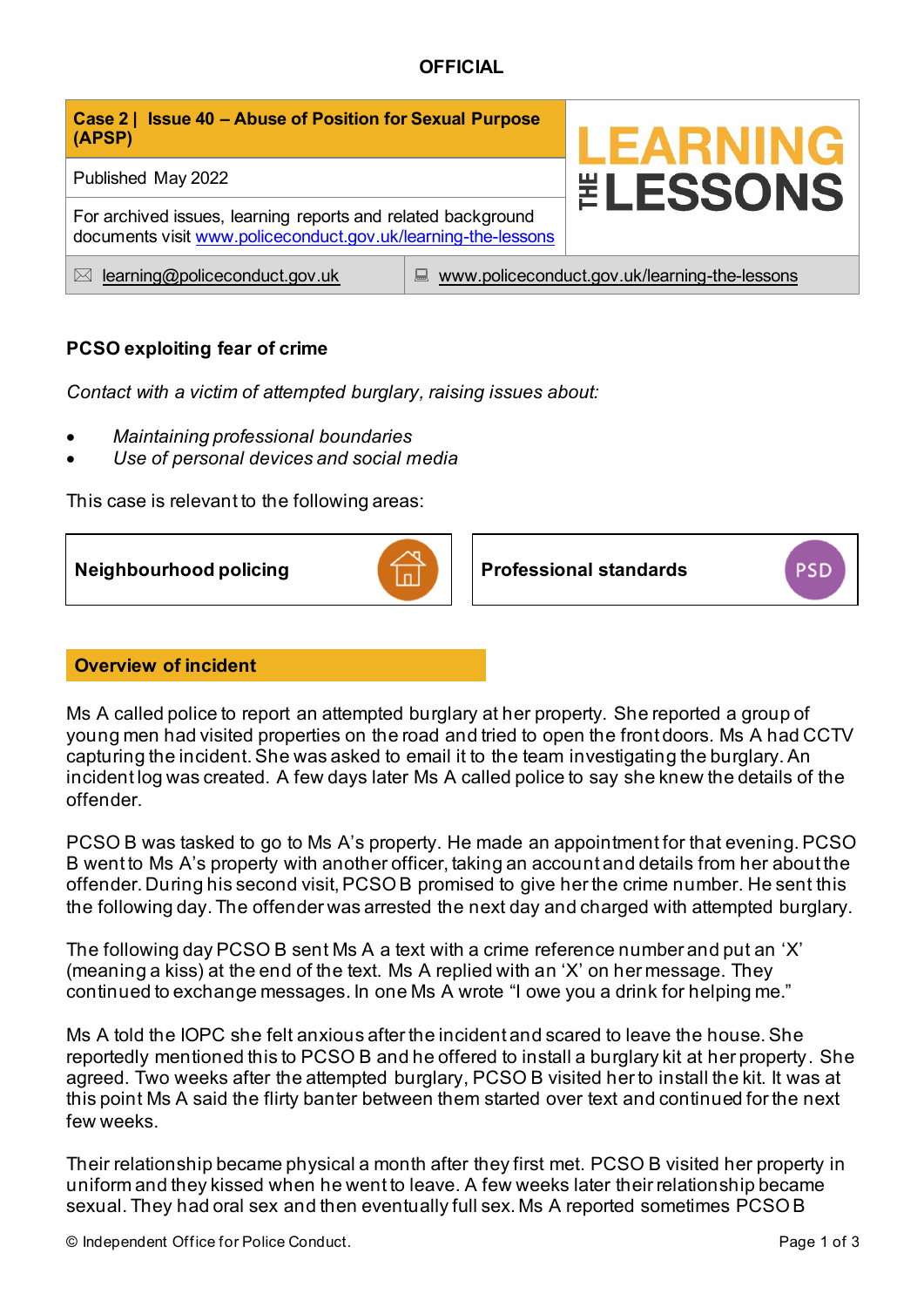**OFFICIAL**

| **Case 2 \| Issue 40 – Abuse of Position for Sexual Purpose (APSP)** | **LEARNING THE LESSONS** |
|---|---|
| Published May 2022 | |
| For archived issues, learning reports and related background documents visit [www.policeconduct.gov.uk/learning-the-lessons](http://www.policeconduct.gov.uk/learning-the-lessons) | |
| [learning@policeconduct.gov.uk](mailto:learning@policeconduct.gov.uk) | [www.policeconduct.gov.uk/learning-the-lessons](http://www.policeconduct.gov.uk/learning-the-lessons) |

## PCSO exploiting fear of crime

*Contact with a victim of attempted burglary, raising issues about:*

- *Maintaining professional boundaries*
- *Use of personal devices and social media*

This case is relevant to the following areas:

| **Neighbourhood policing** | **Professional standards** |
|---|---|

### Overview of incident

Ms A called police to report an attempted burglary at her property. She reported a group of young men had visited properties on the road and tried to open the front doors. Ms A had CCTV capturing the incident. She was asked to email it to the team investigating the burglary. An incident log was created. A few days later Ms A called police to say she knew the details of the offender.

PCSO B was tasked to go to Ms A's property. He made an appointment for that evening. PCSO B went to Ms A's property with another officer, taking an account and details from her about the offender. During his second visit, PCSO B promised to give her the crime number. He sent this the following day. The offender was arrested the next day and charged with attempted burglary.

The following day PCSO B sent Ms A a text with a crime reference number and put an 'X' (meaning a kiss) at the end of the text. Ms A replied with an 'X' on her message. They continued to exchange messages. In one Ms A wrote "I owe you a drink for helping me."

Ms A told the IOPC she felt anxious after the incident and scared to leave the house. She reportedly mentioned this to PCSO B and he offered to install a burglary kit at her property. She agreed. Two weeks after the attempted burglary, PCSO B visited her to install the kit. It was at this point Ms A said the flirty banter between them started over text and continued for the next few weeks.

Their relationship became physical a month after they first met. PCSO B visited her property in uniform and they kissed when he went to leave. A few weeks later their relationship became sexual. They had oral sex and then eventually full sex. Ms A reported sometimes PCSO B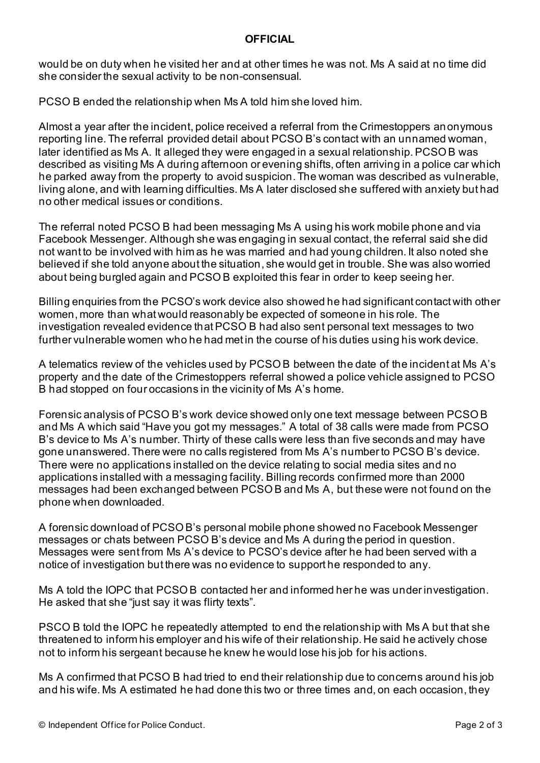would be on duty when he visited her and at other times he was not. Ms A said at no time did she consider the sexual activity to be non-consensual.

PCSO B ended the relationship when Ms A told him she loved him.

Almost a year after the incident, police received a referral from the Crimestoppers anonymous reporting line. The referral provided detail about PCSO B's contact with an unnamed woman, later identified as Ms A. It alleged they were engaged in a sexual relationship. PCSO B was described as visiting Ms A during afternoon or evening shifts, often arriving in a police car which he parked away from the property to avoid suspicion. The woman was described as vulnerable, living alone, and with learning difficulties. Ms A later disclosed she suffered with anxiety but had no other medical issues or conditions.

The referral noted PCSO B had been messaging Ms A using his work mobile phone and via Facebook Messenger. Although she was engaging in sexual contact, the referral said she did not want to be involved with him as he was married and had young children. It also noted she believed if she told anyone about the situation, she would get in trouble. She was also worried about being burgled again and PCSO B exploited this fear in order to keep seeing her.

Billing enquiries from the PCSO's work device also showed he had significant contact with other women, more than what would reasonably be expected of someone in his role. The investigation revealed evidence that PCSO B had also sent personal text messages to two further vulnerable women who he had met in the course of his duties using his work device.

A telematics review of the vehicles used by PCSO B between the date of the incident at Ms A's property and the date of the Crimestoppers referral showed a police vehicle assigned to PCSO B had stopped on four occasions in the vicinity of Ms A's home.

Forensic analysis of PCSO B's work device showed only one text message between PCSO B and Ms A which said "Have you got my messages." A total of 38 calls were made from PCSO B's device to Ms A's number. Thirty of these calls were less than five seconds and may have gone unanswered. There were no calls registered from Ms A's number to PCSO B's device. There were no applications installed on the device relating to social media sites and no applications installed with a messaging facility. Billing records confirmed more than 2000 messages had been exchanged between PCSO B and Ms A, but these were not found on the phone when downloaded.

A forensic download of PCSO B's personal mobile phone showed no Facebook Messenger messages or chats between PCSO B's device and Ms A during the period in question. Messages were sent from Ms A's device to PCSO's device after he had been served with a notice of investigation but there was no evidence to support he responded to any.

Ms A told the IOPC that PCSO B contacted her and informed her he was under investigation. He asked that she "just say it was flirty texts".

PSCO B told the IOPC he repeatedly attempted to end the relationship with Ms A but that she threatened to inform his employer and his wife of their relationship. He said he actively chose not to inform his sergeant because he knew he would lose his job for his actions.

Ms A confirmed that PCSO B had tried to end their relationship due to concerns around his job and his wife. Ms A estimated he had done this two or three times and, on each occasion, they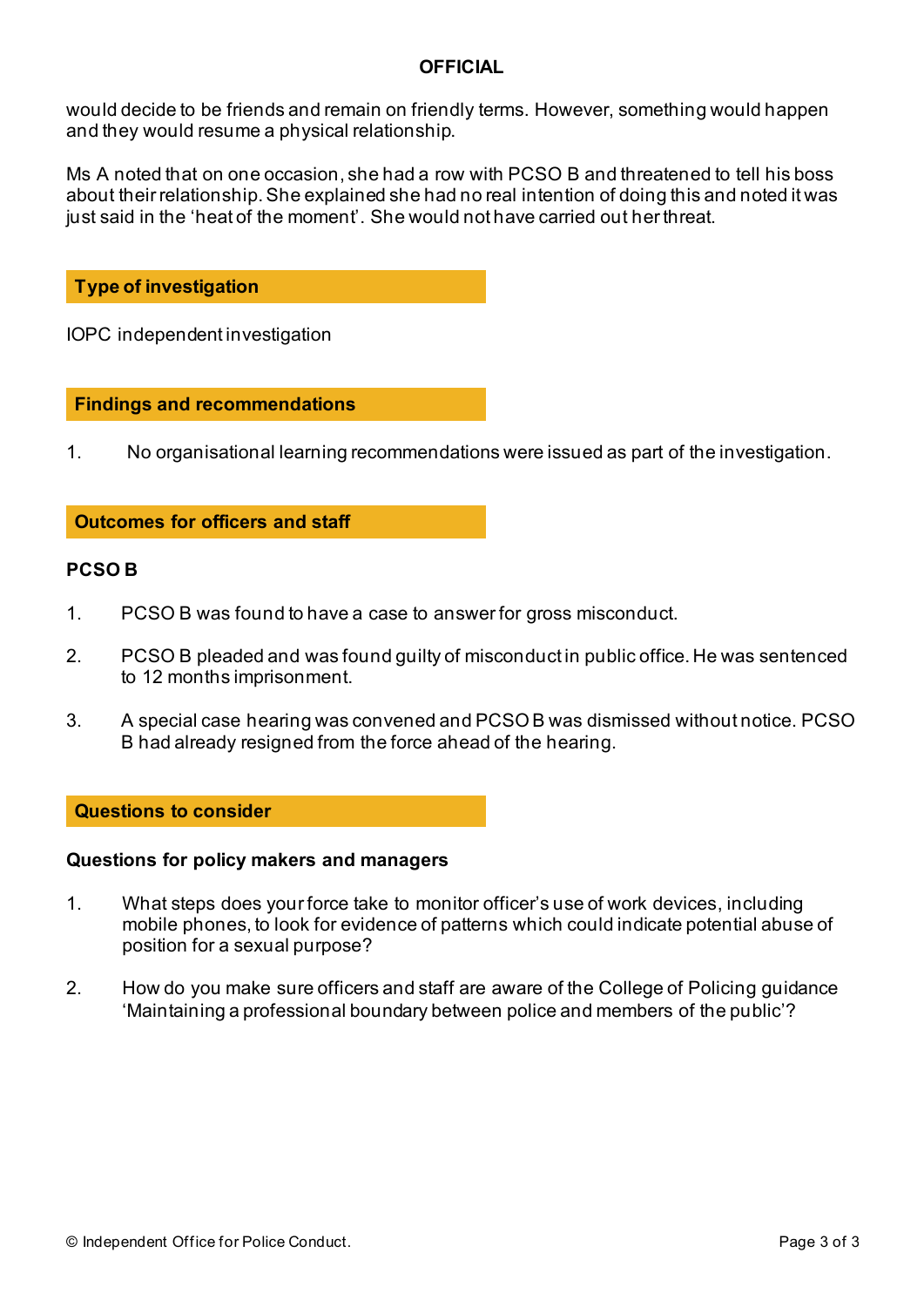would decide to be friends and remain on friendly terms. However, something would happen and they would resume a physical relationship.

Ms A noted that on one occasion, she had a row with PCSO B and threatened to tell his boss about their relationship. She explained she had no real intention of doing this and noted it was just said in the 'heat of the moment'. She would not have carried out her threat.

## Type of investigation

IOPC independent investigation

## Findings and recommendations

1. No organisational learning recommendations were issued as part of the investigation.

## Outcomes for officers and staff

### PCSO B

1. PCSO B was found to have a case to answer for gross misconduct.
2. PCSO B pleaded and was found guilty of misconduct in public office. He was sentenced to 12 months imprisonment.
3. A special case hearing was convened and PCSO B was dismissed without notice. PCSO B had already resigned from the force ahead of the hearing.

## Questions to consider

### Questions for policy makers and managers

1. What steps does your force take to monitor officer's use of work devices, including mobile phones, to look for evidence of patterns which could indicate potential abuse of position for a sexual purpose?
2. How do you make sure officers and staff are aware of the College of Policing guidance 'Maintaining a professional boundary between police and members of the public'?